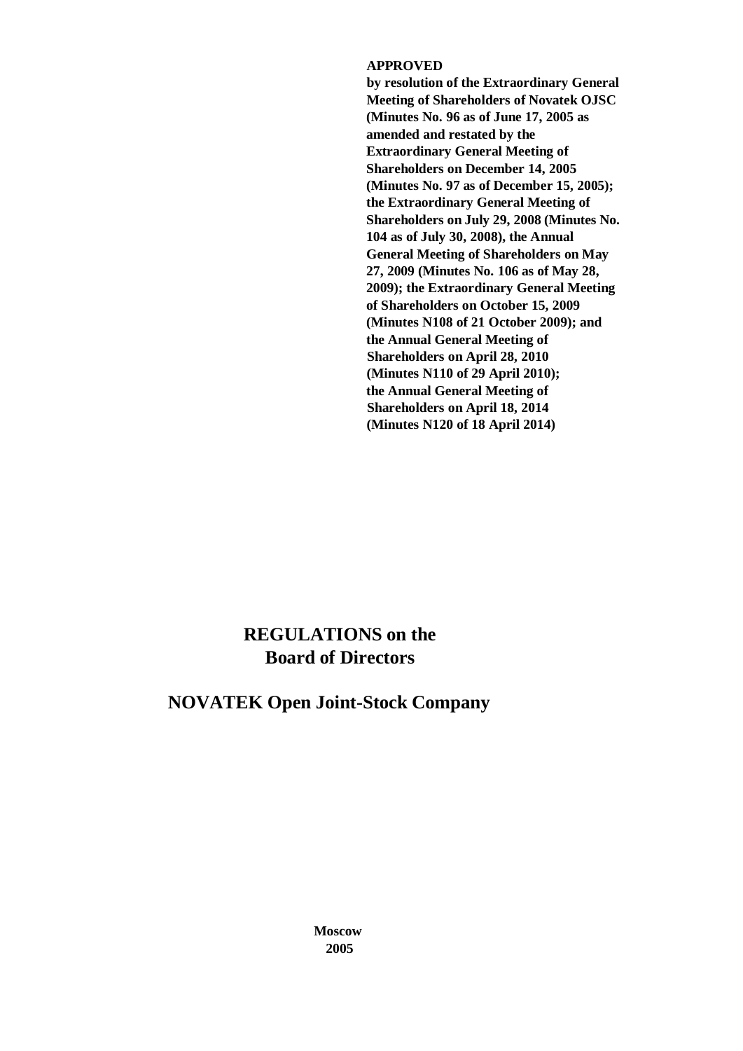**APPROVED**

**by resolution of the Extraordinary General Meeting of Shareholders of Novatek OJSC (Minutes No. 96 as of June 17, 2005 as amended and restated by the Extraordinary General Meeting of Shareholders on December 14, 2005 (Minutes No. 97 as of December 15, 2005); the Extraordinary General Meeting of Shareholders on July 29, 2008 (Minutes No. 104 as of July 30, 2008), the Annual General Meeting of Shareholders on May 27, 2009 (Minutes No. 106 as of May 28, 2009); the Extraordinary General Meeting of Shareholders on October 15, 2009 (Minutes N108 of 21 October 2009); and the Annual General Meeting of Shareholders on April 28, 2010 (Minutes N110 of 29 April 2010); the Annual General Meeting of Shareholders on April 18, 2014 (Minutes N120 of 18 April 2014)**

# REGULATIONS on the Board of Directors

# NOVATEK Open Joint-Stock Company

**Moscow**
**2005**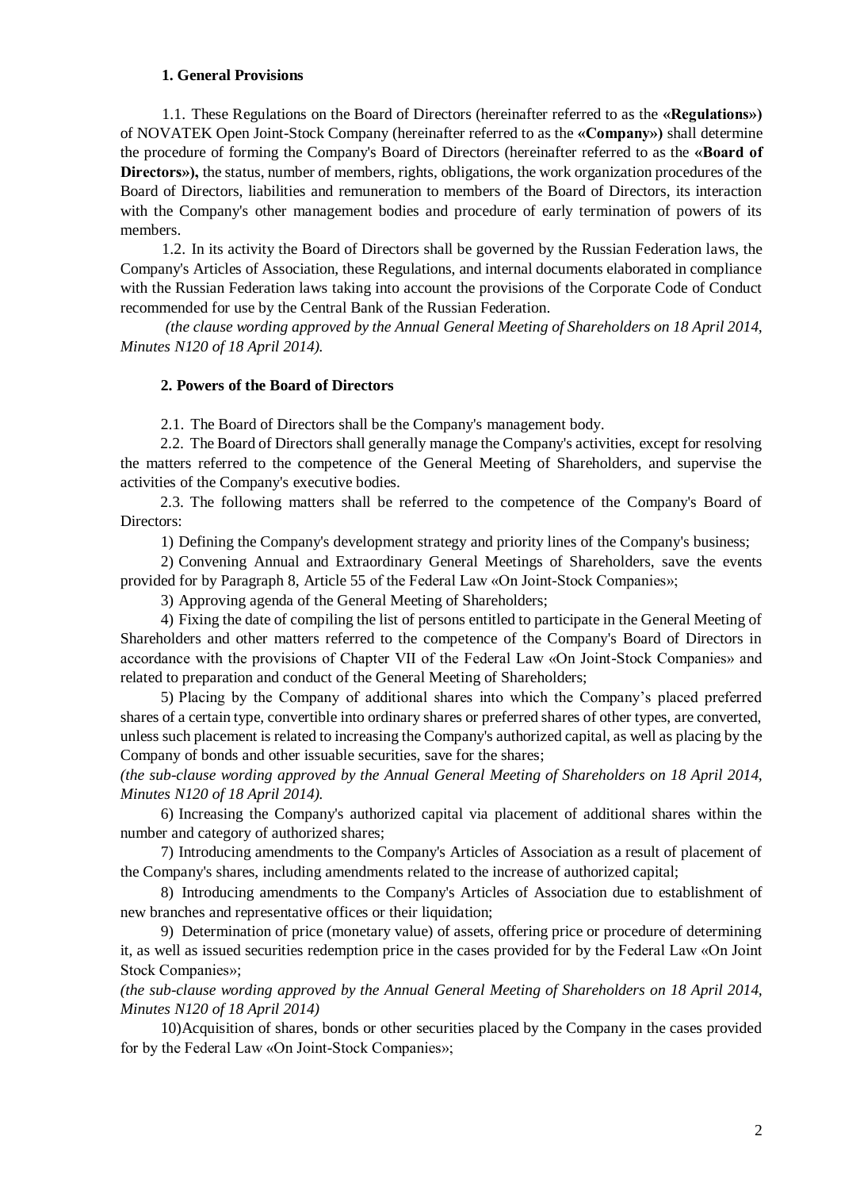## 1. General Provisions

1.1. These Regulations on the Board of Directors (hereinafter referred to as the **«Regulations»)** of NOVATEK Open Joint-Stock Company (hereinafter referred to as the **«Company»)** shall determine the procedure of forming the Company's Board of Directors (hereinafter referred to as the **«Board of Directors»),** the status, number of members, rights, obligations, the work organization procedures of the Board of Directors, liabilities and remuneration to members of the Board of Directors, its interaction with the Company's other management bodies and procedure of early termination of powers of its members.

1.2. In its activity the Board of Directors shall be governed by the Russian Federation laws, the Company's Articles of Association, these Regulations, and internal documents elaborated in compliance with the Russian Federation laws taking into account the provisions of the Corporate Code of Conduct recommended for use by the Central Bank of the Russian Federation.

*(the clause wording approved by the Annual General Meeting of Shareholders on 18 April 2014, Minutes N120 of 18 April 2014).*

## 2. Powers of the Board of Directors

2.1. The Board of Directors shall be the Company's management body.

2.2. The Board of Directors shall generally manage the Company's activities, except for resolving the matters referred to the competence of the General Meeting of Shareholders, and supervise the activities of the Company's executive bodies.

2.3. The following matters shall be referred to the competence of the Company's Board of Directors:

1) Defining the Company's development strategy and priority lines of the Company's business;

2) Convening Annual and Extraordinary General Meetings of Shareholders, save the events provided for by Paragraph 8, Article 55 of the Federal Law «On Joint-Stock Companies»;

3) Approving agenda of the General Meeting of Shareholders;

4) Fixing the date of compiling the list of persons entitled to participate in the General Meeting of Shareholders and other matters referred to the competence of the Company's Board of Directors in accordance with the provisions of Chapter VII of the Federal Law «On Joint-Stock Companies» and related to preparation and conduct of the General Meeting of Shareholders;

5) Placing by the Company of additional shares into which the Company's placed preferred shares of a certain type, convertible into ordinary shares or preferred shares of other types, are converted, unless such placement is related to increasing the Company's authorized capital, as well as placing by the Company of bonds and other issuable securities, save for the shares;

*(the sub-clause wording approved by the Annual General Meeting of Shareholders on 18 April 2014, Minutes N120 of 18 April 2014).*

6) Increasing the Company's authorized capital via placement of additional shares within the number and category of authorized shares;

7) Introducing amendments to the Company's Articles of Association as a result of placement of the Company's shares, including amendments related to the increase of authorized capital;

8) Introducing amendments to the Company's Articles of Association due to establishment of new branches and representative offices or their liquidation;

9) Determination of price (monetary value) of assets, offering price or procedure of determining it, as well as issued securities redemption price in the cases provided for by the Federal Law «On Joint Stock Companies»;

*(the sub-clause wording approved by the Annual General Meeting of Shareholders on 18 April 2014, Minutes N120 of 18 April 2014)*

10) Acquisition of shares, bonds or other securities placed by the Company in the cases provided for by the Federal Law «On Joint-Stock Companies»;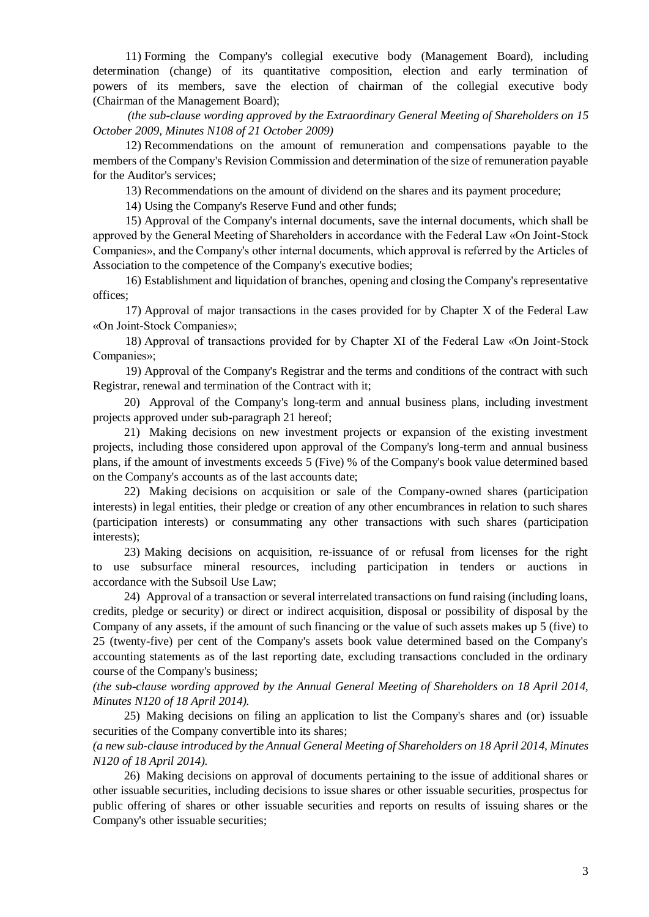11) Forming the Company's collegial executive body (Management Board), including determination (change) of its quantitative composition, election and early termination of powers of its members, save the election of chairman of the collegial executive body (Chairman of the Management Board);

*(the sub-clause wording approved by the Extraordinary General Meeting of Shareholders on 15 October 2009, Minutes N108 of 21 October 2009)*

12) Recommendations on the amount of remuneration and compensations payable to the members of the Company's Revision Commission and determination of the size of remuneration payable for the Auditor's services;

13) Recommendations on the amount of dividend on the shares and its payment procedure;

14) Using the Company's Reserve Fund and other funds;

15) Approval of the Company's internal documents, save the internal documents, which shall be approved by the General Meeting of Shareholders in accordance with the Federal Law «On Joint-Stock Companies», and the Company's other internal documents, which approval is referred by the Articles of Association to the competence of the Company's executive bodies;

16) Establishment and liquidation of branches, opening and closing the Company's representative offices;

17) Approval of major transactions in the cases provided for by Chapter X of the Federal Law «On Joint-Stock Companies»;

18) Approval of transactions provided for by Chapter XI of the Federal Law «On Joint-Stock Companies»;

19) Approval of the Company's Registrar and the terms and conditions of the contract with such Registrar, renewal and termination of the Contract with it;

20) Approval of the Company's long-term and annual business plans, including investment projects approved under sub-paragraph 21 hereof;

21) Making decisions on new investment projects or expansion of the existing investment projects, including those considered upon approval of the Company's long-term and annual business plans, if the amount of investments exceeds 5 (Five) % of the Company's book value determined based on the Company's accounts as of the last accounts date;

22) Making decisions on acquisition or sale of the Company-owned shares (participation interests) in legal entities, their pledge or creation of any other encumbrances in relation to such shares (participation interests) or consummating any other transactions with such shares (participation interests);

23) Making decisions on acquisition, re-issuance of or refusal from licenses for the right to use subsurface mineral resources, including participation in tenders or auctions in accordance with the Subsoil Use Law;

24) Approval of a transaction or several interrelated transactions on fund raising (including loans, credits, pledge or security) or direct or indirect acquisition, disposal or possibility of disposal by the Company of any assets, if the amount of such financing or the value of such assets makes up 5 (five) to 25 (twenty-five) per cent of the Company's assets book value determined based on the Company's accounting statements as of the last reporting date, excluding transactions concluded in the ordinary course of the Company's business;

*(the sub-clause wording approved by the Annual General Meeting of Shareholders on 18 April 2014, Minutes N120 of 18 April 2014).*

25) Making decisions on filing an application to list the Company's shares and (or) issuable securities of the Company convertible into its shares;

*(a new sub-clause introduced by the Annual General Meeting of Shareholders on 18 April 2014, Minutes N120 of 18 April 2014).*

26) Making decisions on approval of documents pertaining to the issue of additional shares or other issuable securities, including decisions to issue shares or other issuable securities, prospectus for public offering of shares or other issuable securities and reports on results of issuing shares or the Company's other issuable securities;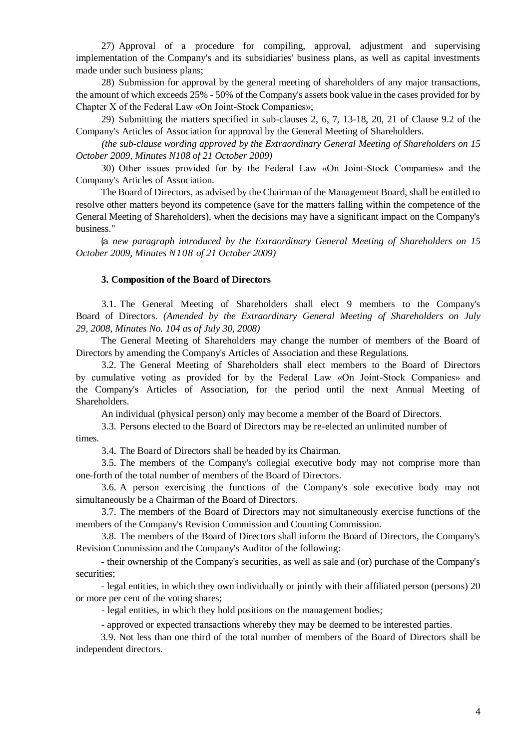27) Approval of a procedure for compiling, approval, adjustment and supervising implementation of the Company's and its subsidiaries' business plans, as well as capital investments made under such business plans;

28) Submission for approval by the general meeting of shareholders of any major transactions, the amount of which exceeds 25% - 50% of the Company's assets book value in the cases provided for by Chapter X of the Federal Law «On Joint-Stock Companies»;

29) Submitting the matters specified in sub-clauses 2, 6, 7, 13-18, 20, 21 of Clause 9.2 of the Company's Articles of Association for approval by the General Meeting of Shareholders.

*(the sub-clause wording approved by the Extraordinary General Meeting of Shareholders on 15 October 2009, Minutes N108 of 21 October 2009)*

30) Other issues provided for by the Federal Law «On Joint-Stock Companies» and the Company's Articles of Association.

The Board of Directors, as advised by the Chairman of the Management Board, shall be entitled to resolve other matters beyond its competence (save for the matters falling within the competence of the General Meeting of Shareholders), when the decisions may have a significant impact on the Company's business."

*(a new paragraph introduced by the Extraordinary General Meeting of Shareholders on 15 October 2009, Minutes N108 of 21 October 2009)*

### 3. Composition of the Board of Directors

3.1. The General Meeting of Shareholders shall elect 9 members to the Company's Board of Directors. *(Amended by the Extraordinary General Meeting of Shareholders on July 29, 2008, Minutes No. 104 as of July 30, 2008)*

The General Meeting of Shareholders may change the number of members of the Board of Directors by amending the Company's Articles of Association and these Regulations.

3.2. The General Meeting of Shareholders shall elect members to the Board of Directors by cumulative voting as provided for by the Federal Law «On Joint-Stock Companies» and the Company's Articles of Association, for the period until the next Annual Meeting of Shareholders.

An individual (physical person) only may become a member of the Board of Directors.

3.3. Persons elected to the Board of Directors may be re-elected an unlimited number of times.

3.4. The Board of Directors shall be headed by its Chairman.

3.5. The members of the Company's collegial executive body may not comprise more than one-forth of the total number of members of the Board of Directors.

3.6. A person exercising the functions of the Company's sole executive body may not simultaneously be a Chairman of the Board of Directors.

3.7. The members of the Board of Directors may not simultaneously exercise functions of the members of the Company's Revision Commission and Counting Commission.

3.8. The members of the Board of Directors shall inform the Board of Directors, the Company's Revision Commission and the Company's Auditor of the following:

- their ownership of the Company's securities, as well as sale and (or) purchase of the Company's securities;
- legal entities, in which they own individually or jointly with their affiliated person (persons) 20 or more per cent of the voting shares;
- legal entities, in which they hold positions on the management bodies;
- approved or expected transactions whereby they may be deemed to be interested parties.

3.9. Not less than one third of the total number of members of the Board of Directors shall be independent directors.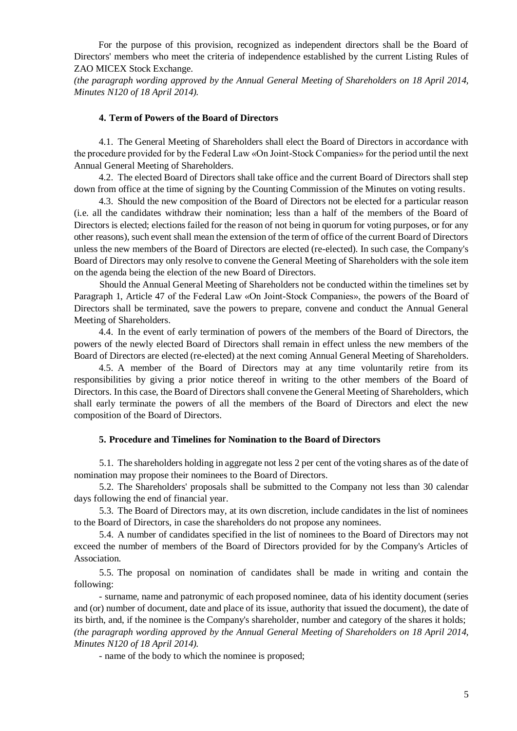For the purpose of this provision, recognized as independent directors shall be the Board of Directors' members who meet the criteria of independence established by the current Listing Rules of ZAO MICEX Stock Exchange.

*(the paragraph wording approved by the Annual General Meeting of Shareholders on 18 April 2014, Minutes N120 of 18 April 2014).*

### 4. Term of Powers of the Board of Directors

4.1. The General Meeting of Shareholders shall elect the Board of Directors in accordance with the procedure provided for by the Federal Law «On Joint-Stock Companies» for the period until the next Annual General Meeting of Shareholders.

4.2. The elected Board of Directors shall take office and the current Board of Directors shall step down from office at the time of signing by the Counting Commission of the Minutes on voting results.

4.3. Should the new composition of the Board of Directors not be elected for a particular reason (i.e. all the candidates withdraw their nomination; less than a half of the members of the Board of Directors is elected; elections failed for the reason of not being in quorum for voting purposes, or for any other reasons), such event shall mean the extension of the term of office of the current Board of Directors unless the new members of the Board of Directors are elected (re-elected). In such case, the Company's Board of Directors may only resolve to convene the General Meeting of Shareholders with the sole item on the agenda being the election of the new Board of Directors.

Should the Annual General Meeting of Shareholders not be conducted within the timelines set by Paragraph 1, Article 47 of the Federal Law «On Joint-Stock Companies», the powers of the Board of Directors shall be terminated, save the powers to prepare, convene and conduct the Annual General Meeting of Shareholders.

4.4. In the event of early termination of powers of the members of the Board of Directors, the powers of the newly elected Board of Directors shall remain in effect unless the new members of the Board of Directors are elected (re-elected) at the next coming Annual General Meeting of Shareholders.

4.5. A member of the Board of Directors may at any time voluntarily retire from its responsibilities by giving a prior notice thereof in writing to the other members of the Board of Directors. In this case, the Board of Directors shall convene the General Meeting of Shareholders, which shall early terminate the powers of all the members of the Board of Directors and elect the new composition of the Board of Directors.

### 5. Procedure and Timelines for Nomination to the Board of Directors

5.1. The shareholders holding in aggregate not less 2 per cent of the voting shares as of the date of nomination may propose their nominees to the Board of Directors.

5.2. The Shareholders' proposals shall be submitted to the Company not less than 30 calendar days following the end of financial year.

5.3. The Board of Directors may, at its own discretion, include candidates in the list of nominees to the Board of Directors, in case the shareholders do not propose any nominees.

5.4. A number of candidates specified in the list of nominees to the Board of Directors may not exceed the number of members of the Board of Directors provided for by the Company's Articles of Association.

5.5. The proposal on nomination of candidates shall be made in writing and contain the following:

- surname, name and patronymic of each proposed nominee, data of his identity document (series and (or) number of document, date and place of its issue, authority that issued the document), the date of its birth, and, if the nominee is the Company's shareholder, number and category of the shares it holds;

*(the paragraph wording approved by the Annual General Meeting of Shareholders on 18 April 2014, Minutes N120 of 18 April 2014).*

- name of the body to which the nominee is proposed;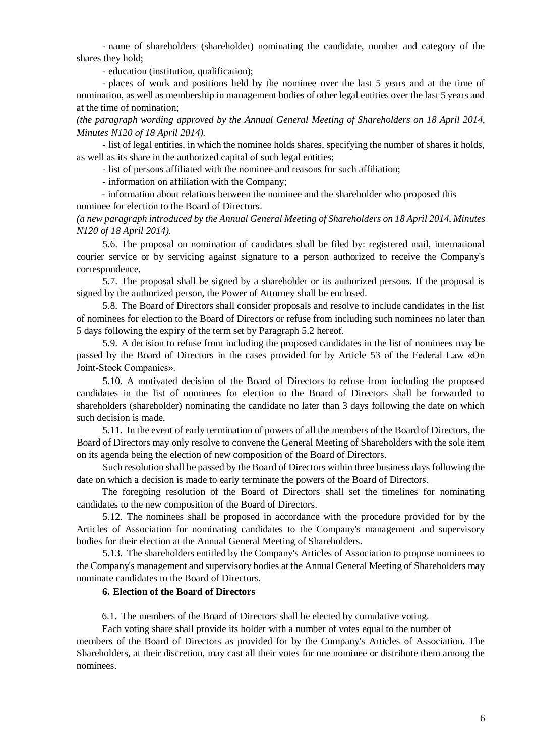- name of shareholders (shareholder) nominating the candidate, number and category of the shares they hold;

- education (institution, qualification);

- places of work and positions held by the nominee over the last 5 years and at the time of nomination, as well as membership in management bodies of other legal entities over the last 5 years and at the time of nomination;

*(the paragraph wording approved by the Annual General Meeting of Shareholders on 18 April 2014, Minutes N120 of 18 April 2014).*

- list of legal entities, in which the nominee holds shares, specifying the number of shares it holds, as well as its share in the authorized capital of such legal entities;

- list of persons affiliated with the nominee and reasons for such affiliation;

- information on affiliation with the Company;

- information about relations between the nominee and the shareholder who proposed this nominee for election to the Board of Directors.

*(a new paragraph introduced by the Annual General Meeting of Shareholders on 18 April 2014, Minutes N120 of 18 April 2014).*

5.6. The proposal on nomination of candidates shall be filed by: registered mail, international courier service or by servicing against signature to a person authorized to receive the Company's correspondence.

5.7. The proposal shall be signed by a shareholder or its authorized persons. If the proposal is signed by the authorized person, the Power of Attorney shall be enclosed.

5.8. The Board of Directors shall consider proposals and resolve to include candidates in the list of nominees for election to the Board of Directors or refuse from including such nominees no later than 5 days following the expiry of the term set by Paragraph 5.2 hereof.

5.9. A decision to refuse from including the proposed candidates in the list of nominees may be passed by the Board of Directors in the cases provided for by Article 53 of the Federal Law «On Joint-Stock Companies».

5.10. A motivated decision of the Board of Directors to refuse from including the proposed candidates in the list of nominees for election to the Board of Directors shall be forwarded to shareholders (shareholder) nominating the candidate no later than 3 days following the date on which such decision is made.

5.11. In the event of early termination of powers of all the members of the Board of Directors, the Board of Directors may only resolve to convene the General Meeting of Shareholders with the sole item on its agenda being the election of new composition of the Board of Directors.

Such resolution shall be passed by the Board of Directors within three business days following the date on which a decision is made to early terminate the powers of the Board of Directors.

The foregoing resolution of the Board of Directors shall set the timelines for nominating candidates to the new composition of the Board of Directors.

5.12. The nominees shall be proposed in accordance with the procedure provided for by the Articles of Association for nominating candidates to the Company's management and supervisory bodies for their election at the Annual General Meeting of Shareholders.

5.13. The shareholders entitled by the Company's Articles of Association to propose nominees to the Company's management and supervisory bodies at the Annual General Meeting of Shareholders may nominate candidates to the Board of Directors.

## 6. Election of the Board of Directors

6.1. The members of the Board of Directors shall be elected by cumulative voting.

Each voting share shall provide its holder with a number of votes equal to the number of members of the Board of Directors as provided for by the Company's Articles of Association. The Shareholders, at their discretion, may cast all their votes for one nominee or distribute them among the nominees.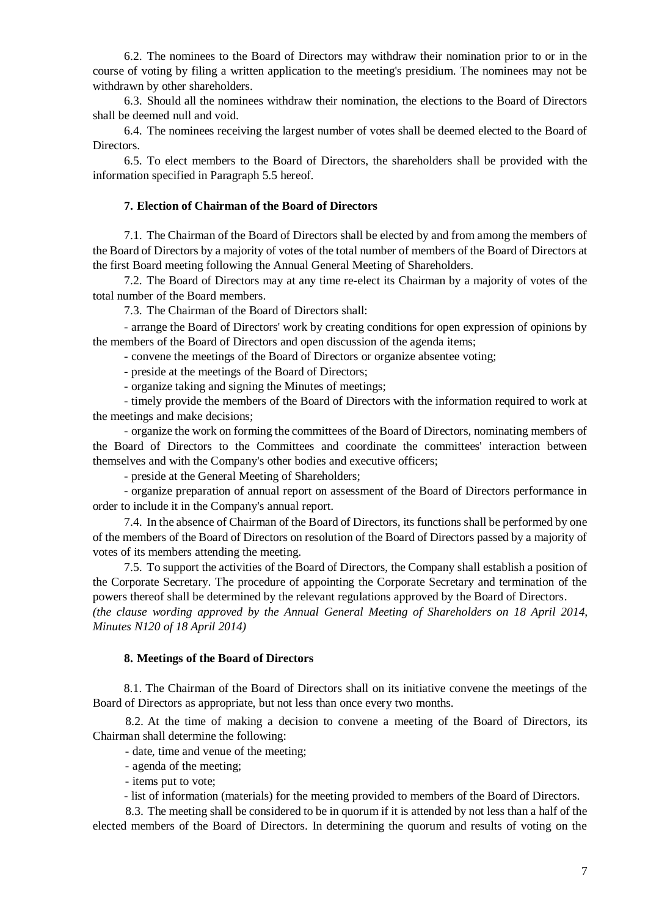6.2. The nominees to the Board of Directors may withdraw their nomination prior to or in the course of voting by filing a written application to the meeting's presidium. The nominees may not be withdrawn by other shareholders.

6.3. Should all the nominees withdraw their nomination, the elections to the Board of Directors shall be deemed null and void.

6.4. The nominees receiving the largest number of votes shall be deemed elected to the Board of Directors.

6.5. To elect members to the Board of Directors, the shareholders shall be provided with the information specified in Paragraph 5.5 hereof.

## 7. Election of Chairman of the Board of Directors

7.1. The Chairman of the Board of Directors shall be elected by and from among the members of the Board of Directors by a majority of votes of the total number of members of the Board of Directors at the first Board meeting following the Annual General Meeting of Shareholders.

7.2. The Board of Directors may at any time re-elect its Chairman by a majority of votes of the total number of the Board members.

7.3. The Chairman of the Board of Directors shall:

- arrange the Board of Directors' work by creating conditions for open expression of opinions by the members of the Board of Directors and open discussion of the agenda items;
- convene the meetings of the Board of Directors or organize absentee voting;
- preside at the meetings of the Board of Directors;
- organize taking and signing the Minutes of meetings;
- timely provide the members of the Board of Directors with the information required to work at the meetings and make decisions;
- organize the work on forming the committees of the Board of Directors, nominating members of the Board of Directors to the Committees and coordinate the committees' interaction between themselves and with the Company's other bodies and executive officers;
- preside at the General Meeting of Shareholders;
- organize preparation of annual report on assessment of the Board of Directors performance in order to include it in the Company's annual report.

7.4. In the absence of Chairman of the Board of Directors, its functions shall be performed by one of the members of the Board of Directors on resolution of the Board of Directors passed by a majority of votes of its members attending the meeting.

7.5. To support the activities of the Board of Directors, the Company shall establish a position of the Corporate Secretary. The procedure of appointing the Corporate Secretary and termination of the powers thereof shall be determined by the relevant regulations approved by the Board of Directors.
*(the clause wording approved by the Annual General Meeting of Shareholders on 18 April 2014, Minutes N120 of 18 April 2014)*

## 8. Meetings of the Board of Directors

8.1. The Chairman of the Board of Directors shall on its initiative convene the meetings of the Board of Directors as appropriate, but not less than once every two months.

8.2. At the time of making a decision to convene a meeting of the Board of Directors, its Chairman shall determine the following:

- date, time and venue of the meeting;
- agenda of the meeting;
- items put to vote;
- list of information (materials) for the meeting provided to members of the Board of Directors.

8.3. The meeting shall be considered to be in quorum if it is attended by not less than a half of the elected members of the Board of Directors. In determining the quorum and results of voting on the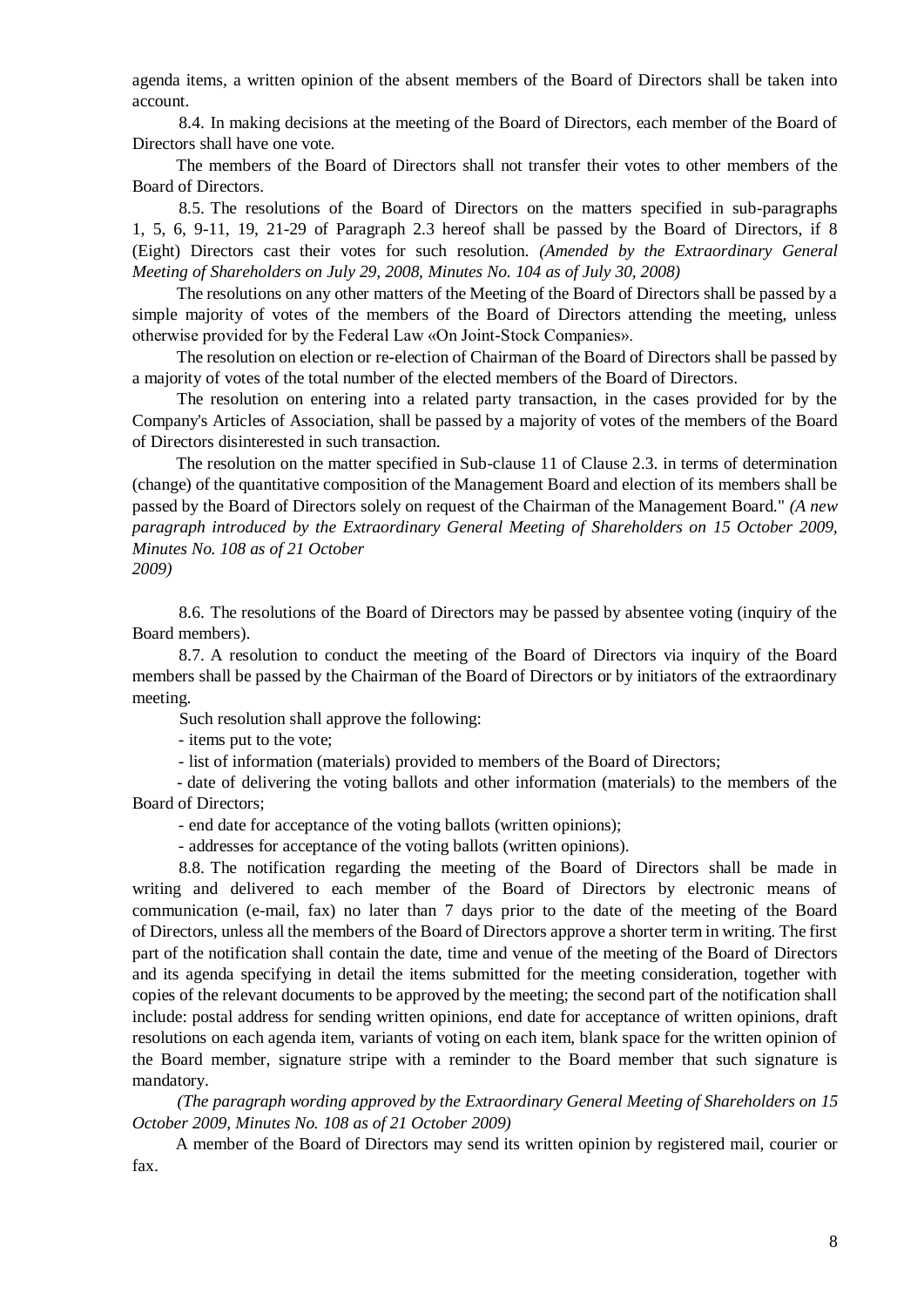agenda items, a written opinion of the absent members of the Board of Directors shall be taken into account.

8.4. In making decisions at the meeting of the Board of Directors, each member of the Board of Directors shall have one vote.

The members of the Board of Directors shall not transfer their votes to other members of the Board of Directors.

8.5. The resolutions of the Board of Directors on the matters specified in sub-paragraphs 1, 5, 6, 9-11, 19, 21-29 of Paragraph 2.3 hereof shall be passed by the Board of Directors, if 8 (Eight) Directors cast their votes for such resolution. *(Amended by the Extraordinary General Meeting of Shareholders on July 29, 2008, Minutes No. 104 as of July 30, 2008)*

The resolutions on any other matters of the Meeting of the Board of Directors shall be passed by a simple majority of votes of the members of the Board of Directors attending the meeting, unless otherwise provided for by the Federal Law «On Joint-Stock Companies».

The resolution on election or re-election of Chairman of the Board of Directors shall be passed by a majority of votes of the total number of the elected members of the Board of Directors.

The resolution on entering into a related party transaction, in the cases provided for by the Company's Articles of Association, shall be passed by a majority of votes of the members of the Board of Directors disinterested in such transaction.

The resolution on the matter specified in Sub-clause 11 of Clause 2.3. in terms of determination (change) of the quantitative composition of the Management Board and election of its members shall be passed by the Board of Directors solely on request of the Chairman of the Management Board." *(A new paragraph introduced by the Extraordinary General Meeting of Shareholders on 15 October 2009, Minutes No. 108 as of 21 October 2009)*

8.6. The resolutions of the Board of Directors may be passed by absentee voting (inquiry of the Board members).

8.7. A resolution to conduct the meeting of the Board of Directors via inquiry of the Board members shall be passed by the Chairman of the Board of Directors or by initiators of the extraordinary meeting.

Such resolution shall approve the following:

- items put to the vote;
- list of information (materials) provided to members of the Board of Directors;
- date of delivering the voting ballots and other information (materials) to the members of the Board of Directors;
- end date for acceptance of the voting ballots (written opinions);
- addresses for acceptance of the voting ballots (written opinions).

8.8. The notification regarding the meeting of the Board of Directors shall be made in writing and delivered to each member of the Board of Directors by electronic means of communication (e-mail, fax) no later than 7 days prior to the date of the meeting of the Board of Directors, unless all the members of the Board of Directors approve a shorter term in writing. The first part of the notification shall contain the date, time and venue of the meeting of the Board of Directors and its agenda specifying in detail the items submitted for the meeting consideration, together with copies of the relevant documents to be approved by the meeting; the second part of the notification shall include: postal address for sending written opinions, end date for acceptance of written opinions, draft resolutions on each agenda item, variants of voting on each item, blank space for the written opinion of the Board member, signature stripe with a reminder to the Board member that such signature is mandatory.

*(The paragraph wording approved by the Extraordinary General Meeting of Shareholders on 15 October 2009, Minutes No. 108 as of 21 October 2009)*

A member of the Board of Directors may send its written opinion by registered mail, courier or fax.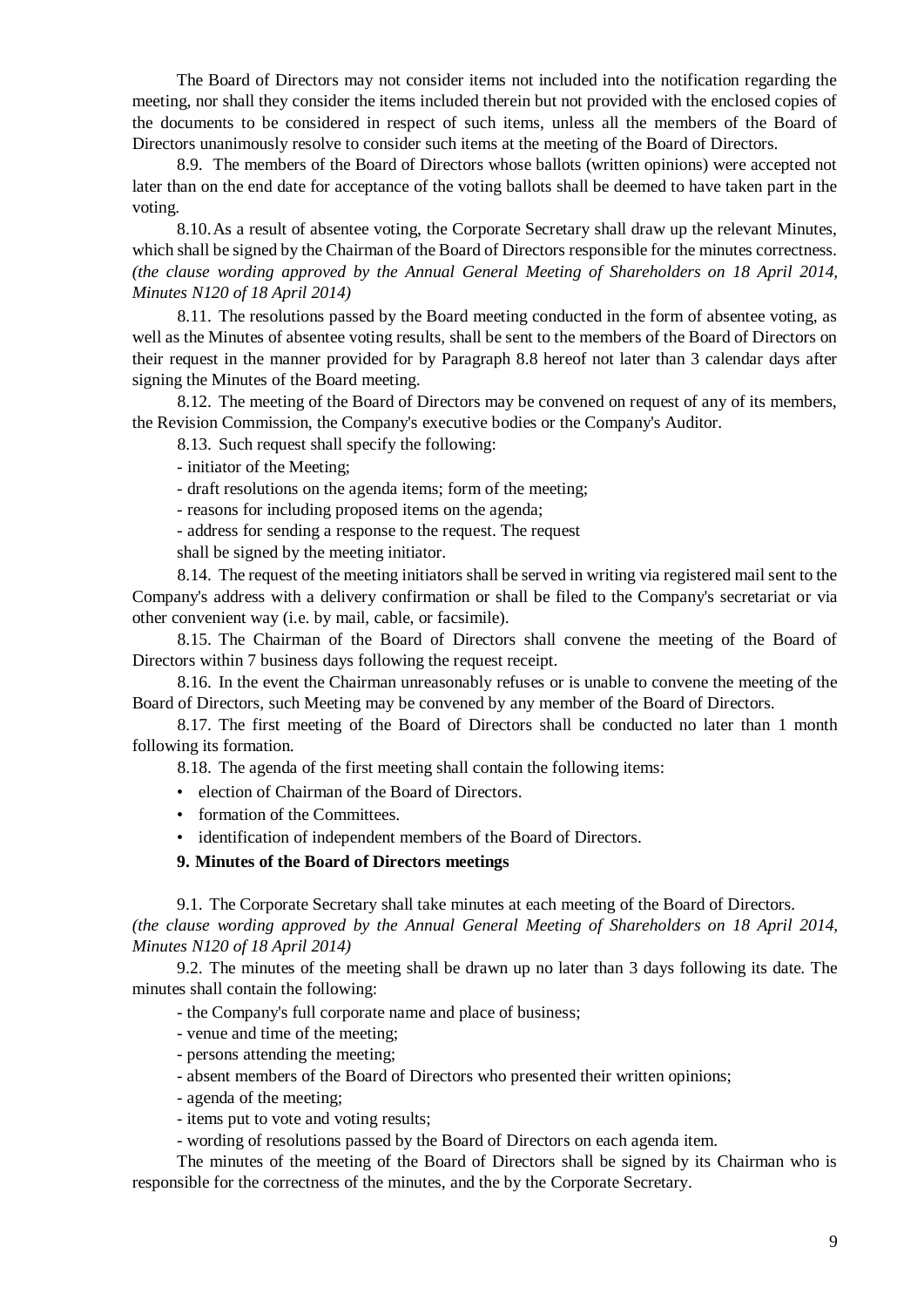The Board of Directors may not consider items not included into the notification regarding the meeting, nor shall they consider the items included therein but not provided with the enclosed copies of the documents to be considered in respect of such items, unless all the members of the Board of Directors unanimously resolve to consider such items at the meeting of the Board of Directors.

8.9. The members of the Board of Directors whose ballots (written opinions) were accepted not later than on the end date for acceptance of the voting ballots shall be deemed to have taken part in the voting.

8.10. As a result of absentee voting, the Corporate Secretary shall draw up the relevant Minutes, which shall be signed by the Chairman of the Board of Directors responsible for the minutes correctness. *(the clause wording approved by the Annual General Meeting of Shareholders on 18 April 2014, Minutes N120 of 18 April 2014)*

8.11. The resolutions passed by the Board meeting conducted in the form of absentee voting, as well as the Minutes of absentee voting results, shall be sent to the members of the Board of Directors on their request in the manner provided for by Paragraph 8.8 hereof not later than 3 calendar days after signing the Minutes of the Board meeting.

8.12. The meeting of the Board of Directors may be convened on request of any of its members, the Revision Commission, the Company's executive bodies or the Company's Auditor.

8.13. Such request shall specify the following:

- initiator of the Meeting;
- draft resolutions on the agenda items; form of the meeting;
- reasons for including proposed items on the agenda;
- address for sending a response to the request. The request

shall be signed by the meeting initiator.

8.14. The request of the meeting initiators shall be served in writing via registered mail sent to the Company's address with a delivery confirmation or shall be filed to the Company's secretariat or via other convenient way (i.e. by mail, cable, or facsimile).

8.15. The Chairman of the Board of Directors shall convene the meeting of the Board of Directors within 7 business days following the request receipt.

8.16. In the event the Chairman unreasonably refuses or is unable to convene the meeting of the Board of Directors, such Meeting may be convened by any member of the Board of Directors.

8.17. The first meeting of the Board of Directors shall be conducted no later than 1 month following its formation.

8.18. The agenda of the first meeting shall contain the following items:

- election of Chairman of the Board of Directors.
- formation of the Committees.
- identification of independent members of the Board of Directors.

**9. Minutes of the Board of Directors meetings**

9.1. The Corporate Secretary shall take minutes at each meeting of the Board of Directors. *(the clause wording approved by the Annual General Meeting of Shareholders on 18 April 2014, Minutes N120 of 18 April 2014)*

9.2. The minutes of the meeting shall be drawn up no later than 3 days following its date. The minutes shall contain the following:

- the Company's full corporate name and place of business;
- venue and time of the meeting;
- persons attending the meeting;
- absent members of the Board of Directors who presented their written opinions;
- agenda of the meeting;
- items put to vote and voting results;
- wording of resolutions passed by the Board of Directors on each agenda item.

The minutes of the meeting of the Board of Directors shall be signed by its Chairman who is responsible for the correctness of the minutes, and the by the Corporate Secretary.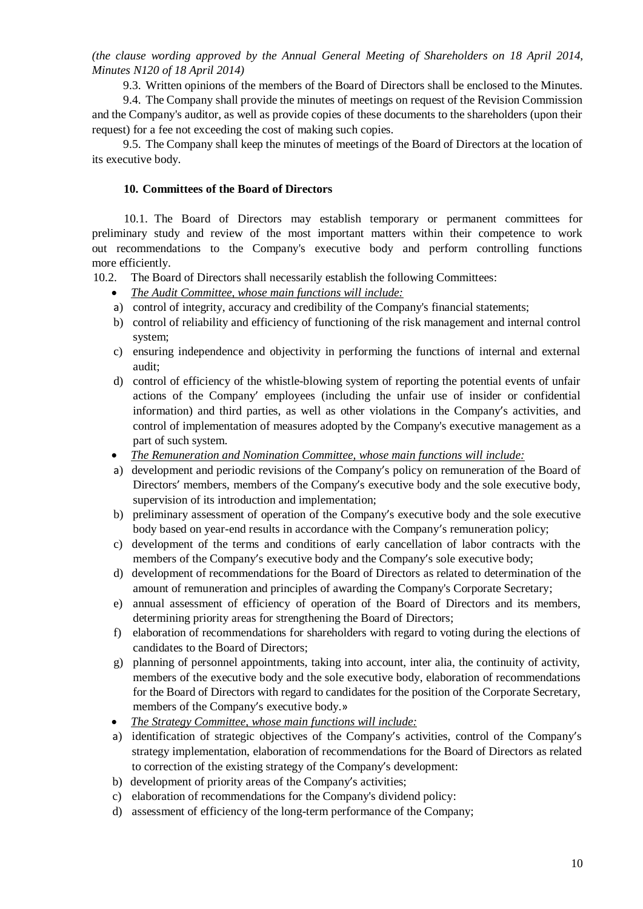*(the clause wording approved by the Annual General Meeting of Shareholders on 18 April 2014, Minutes N120 of 18 April 2014)*

9.3. Written opinions of the members of the Board of Directors shall be enclosed to the Minutes.

9.4. The Company shall provide the minutes of meetings on request of the Revision Commission and the Company's auditor, as well as provide copies of these documents to the shareholders (upon their request) for a fee not exceeding the cost of making such copies.

9.5. The Company shall keep the minutes of meetings of the Board of Directors at the location of its executive body.

### 10. Committees of the Board of Directors

10.1. The Board of Directors may establish temporary or permanent committees for preliminary study and review of the most important matters within their competence to work out recommendations to the Company's executive body and perform controlling functions more efficiently.

10.2. The Board of Directors shall necessarily establish the following Committees:

- *The Audit Committee, whose main functions will include:*

a) control of integrity, accuracy and credibility of the Company's financial statements;

b) control of reliability and efficiency of functioning of the risk management and internal control system;

c) ensuring independence and objectivity in performing the functions of internal and external audit;

d) control of efficiency of the whistle-blowing system of reporting the potential events of unfair actions of the Company' employees (including the unfair use of insider or confidential information) and third parties, as well as other violations in the Company's activities, and control of implementation of measures adopted by the Company's executive management as a part of such system.

- *The Remuneration and Nomination Committee, whose main functions will include:*

a) development and periodic revisions of the Company's policy on remuneration of the Board of Directors' members, members of the Company's executive body and the sole executive body, supervision of its introduction and implementation;

b) preliminary assessment of operation of the Company's executive body and the sole executive body based on year-end results in accordance with the Company's remuneration policy;

c) development of the terms and conditions of early cancellation of labor contracts with the members of the Company's executive body and the Company's sole executive body;

d) development of recommendations for the Board of Directors as related to determination of the amount of remuneration and principles of awarding the Company's Corporate Secretary;

e) annual assessment of efficiency of operation of the Board of Directors and its members, determining priority areas for strengthening the Board of Directors;

f) elaboration of recommendations for shareholders with regard to voting during the elections of candidates to the Board of Directors;

g) planning of personnel appointments, taking into account, inter alia, the continuity of activity, members of the executive body and the sole executive body, elaboration of recommendations for the Board of Directors with regard to candidates for the position of the Corporate Secretary, members of the Company's executive body.»

- *The Strategy Committee, whose main functions will include:*

a) identification of strategic objectives of the Company's activities, control of the Company's strategy implementation, elaboration of recommendations for the Board of Directors as related to correction of the existing strategy of the Company's development:

b) development of priority areas of the Company's activities;

c) elaboration of recommendations for the Company's dividend policy:

d) assessment of efficiency of the long-term performance of the Company;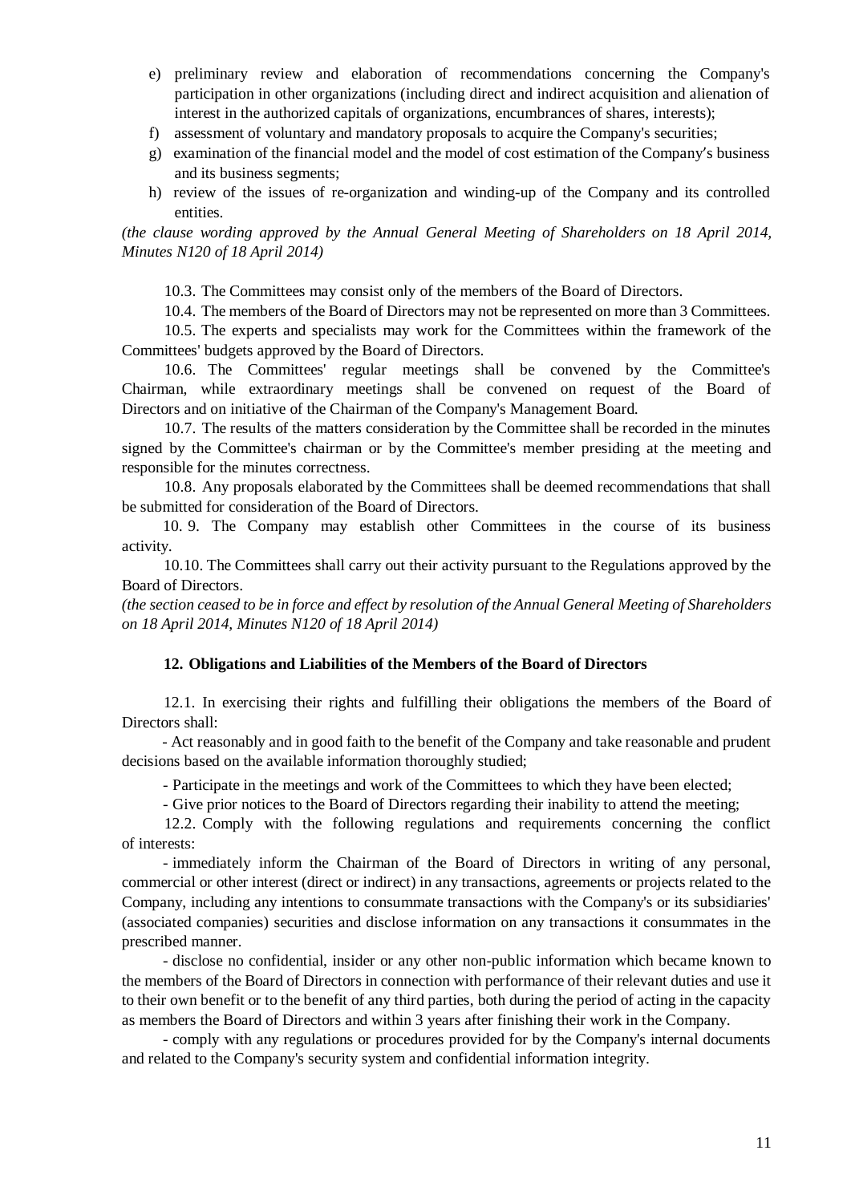e) preliminary review and elaboration of recommendations concerning the Company's participation in other organizations (including direct and indirect acquisition and alienation of interest in the authorized capitals of organizations, encumbrances of shares, interests);
f) assessment of voluntary and mandatory proposals to acquire the Company's securities;
g) examination of the financial model and the model of cost estimation of the Company's business and its business segments;
h) review of the issues of re-organization and winding-up of the Company and its controlled entities.

*(the clause wording approved by the Annual General Meeting of Shareholders on 18 April 2014, Minutes N120 of 18 April 2014)*

10.3. The Committees may consist only of the members of the Board of Directors.

10.4. The members of the Board of Directors may not be represented on more than 3 Committees.

10.5. The experts and specialists may work for the Committees within the framework of the Committees' budgets approved by the Board of Directors.

10.6. The Committees' regular meetings shall be convened by the Committee's Chairman, while extraordinary meetings shall be convened on request of the Board of Directors and on initiative of the Chairman of the Company's Management Board.

10.7. The results of the matters consideration by the Committee shall be recorded in the minutes signed by the Committee's chairman or by the Committee's member presiding at the meeting and responsible for the minutes correctness.

10.8. Any proposals elaborated by the Committees shall be deemed recommendations that shall be submitted for consideration of the Board of Directors.

10. 9. The Company may establish other Committees in the course of its business activity.

10.10. The Committees shall carry out their activity pursuant to the Regulations approved by the Board of Directors.

*(the section ceased to be in force and effect by resolution of the Annual General Meeting of Shareholders on 18 April 2014, Minutes N120 of 18 April 2014)*

## 12. Obligations and Liabilities of the Members of the Board of Directors

12.1. In exercising their rights and fulfilling their obligations the members of the Board of Directors shall:

- Act reasonably and in good faith to the benefit of the Company and take reasonable and prudent decisions based on the available information thoroughly studied;
- Participate in the meetings and work of the Committees to which they have been elected;
- Give prior notices to the Board of Directors regarding their inability to attend the meeting;

12.2. Comply with the following regulations and requirements concerning the conflict of interests:

- immediately inform the Chairman of the Board of Directors in writing of any personal, commercial or other interest (direct or indirect) in any transactions, agreements or projects related to the Company, including any intentions to consummate transactions with the Company's or its subsidiaries' (associated companies) securities and disclose information on any transactions it consummates in the prescribed manner.
- disclose no confidential, insider or any other non-public information which became known to the members of the Board of Directors in connection with performance of their relevant duties and use it to their own benefit or to the benefit of any third parties, both during the period of acting in the capacity as members the Board of Directors and within 3 years after finishing their work in the Company.
- comply with any regulations or procedures provided for by the Company's internal documents and related to the Company's security system and confidential information integrity.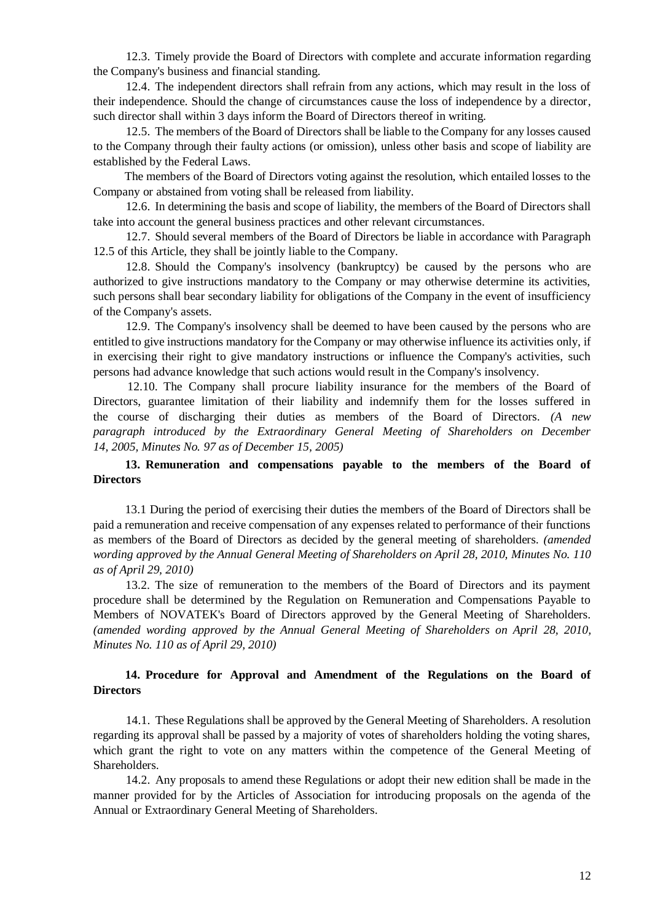12.3. Timely provide the Board of Directors with complete and accurate information regarding the Company's business and financial standing.

12.4. The independent directors shall refrain from any actions, which may result in the loss of their independence. Should the change of circumstances cause the loss of independence by a director, such director shall within 3 days inform the Board of Directors thereof in writing.

12.5. The members of the Board of Directors shall be liable to the Company for any losses caused to the Company through their faulty actions (or omission), unless other basis and scope of liability are established by the Federal Laws.

The members of the Board of Directors voting against the resolution, which entailed losses to the Company or abstained from voting shall be released from liability.

12.6. In determining the basis and scope of liability, the members of the Board of Directors shall take into account the general business practices and other relevant circumstances.

12.7. Should several members of the Board of Directors be liable in accordance with Paragraph 12.5 of this Article, they shall be jointly liable to the Company.

12.8. Should the Company's insolvency (bankruptcy) be caused by the persons who are authorized to give instructions mandatory to the Company or may otherwise determine its activities, such persons shall bear secondary liability for obligations of the Company in the event of insufficiency of the Company's assets.

12.9. The Company's insolvency shall be deemed to have been caused by the persons who are entitled to give instructions mandatory for the Company or may otherwise influence its activities only, if in exercising their right to give mandatory instructions or influence the Company's activities, such persons had advance knowledge that such actions would result in the Company's insolvency.

12.10. The Company shall procure liability insurance for the members of the Board of Directors, guarantee limitation of their liability and indemnify them for the losses suffered in the course of discharging their duties as members of the Board of Directors. *(A new paragraph introduced by the Extraordinary General Meeting of Shareholders on December 14, 2005, Minutes No. 97 as of December 15, 2005)*

## 13. Remuneration and compensations payable to the members of the Board of Directors

13.1 During the period of exercising their duties the members of the Board of Directors shall be paid a remuneration and receive compensation of any expenses related to performance of their functions as members of the Board of Directors as decided by the general meeting of shareholders. *(amended wording approved by the Annual General Meeting of Shareholders on April 28, 2010, Minutes No. 110 as of April 29, 2010)*

13.2. The size of remuneration to the members of the Board of Directors and its payment procedure shall be determined by the Regulation on Remuneration and Compensations Payable to Members of NOVATEK's Board of Directors approved by the General Meeting of Shareholders. *(amended wording approved by the Annual General Meeting of Shareholders on April 28, 2010, Minutes No. 110 as of April 29, 2010)*

## 14. Procedure for Approval and Amendment of the Regulations on the Board of Directors

14.1. These Regulations shall be approved by the General Meeting of Shareholders. A resolution regarding its approval shall be passed by a majority of votes of shareholders holding the voting shares, which grant the right to vote on any matters within the competence of the General Meeting of Shareholders.

14.2. Any proposals to amend these Regulations or adopt their new edition shall be made in the manner provided for by the Articles of Association for introducing proposals on the agenda of the Annual or Extraordinary General Meeting of Shareholders.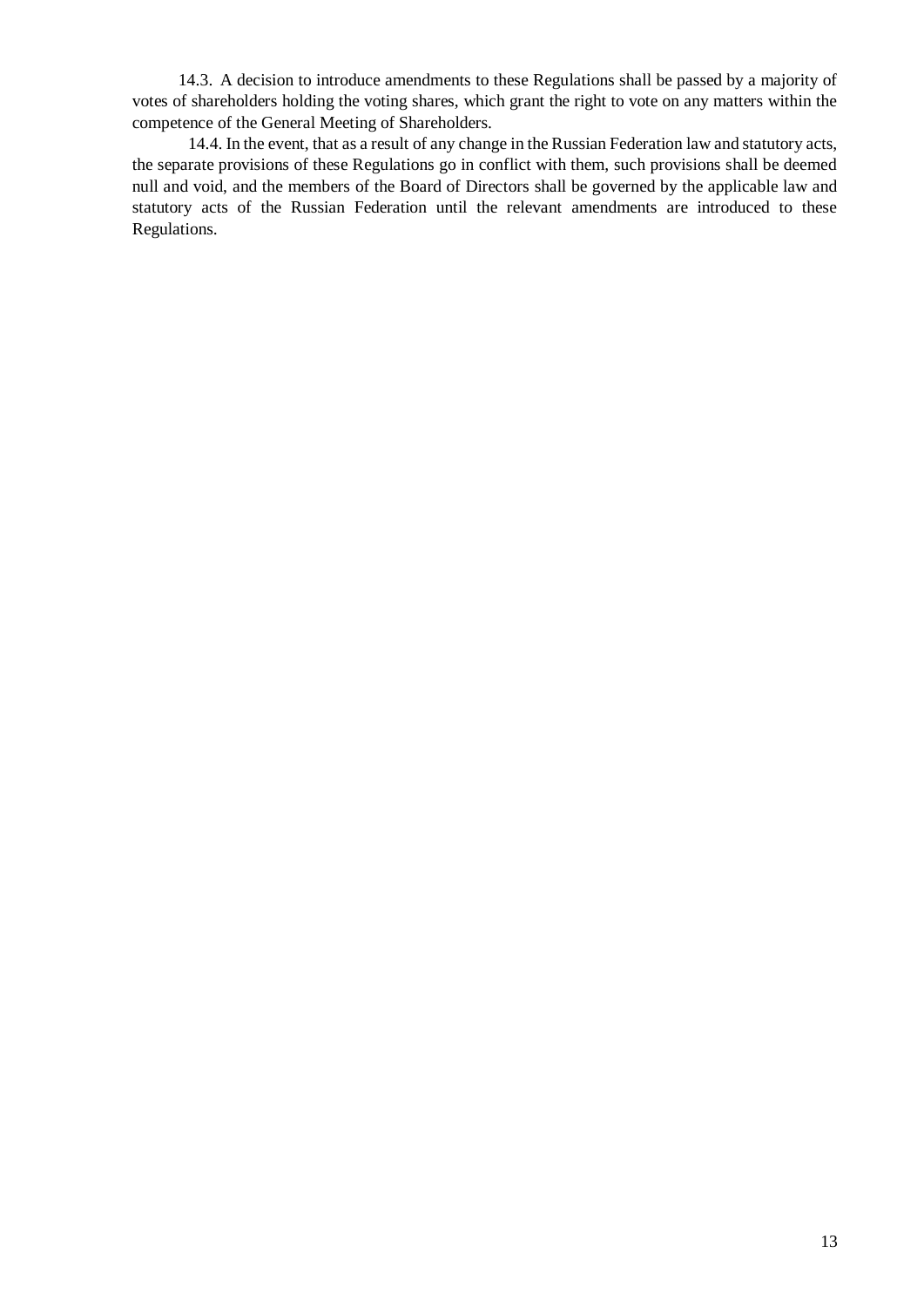14.3. A decision to introduce amendments to these Regulations shall be passed by a majority of votes of shareholders holding the voting shares, which grant the right to vote on any matters within the competence of the General Meeting of Shareholders.

14.4. In the event, that as a result of any change in the Russian Federation law and statutory acts, the separate provisions of these Regulations go in conflict with them, such provisions shall be deemed null and void, and the members of the Board of Directors shall be governed by the applicable law and statutory acts of the Russian Federation until the relevant amendments are introduced to these Regulations.